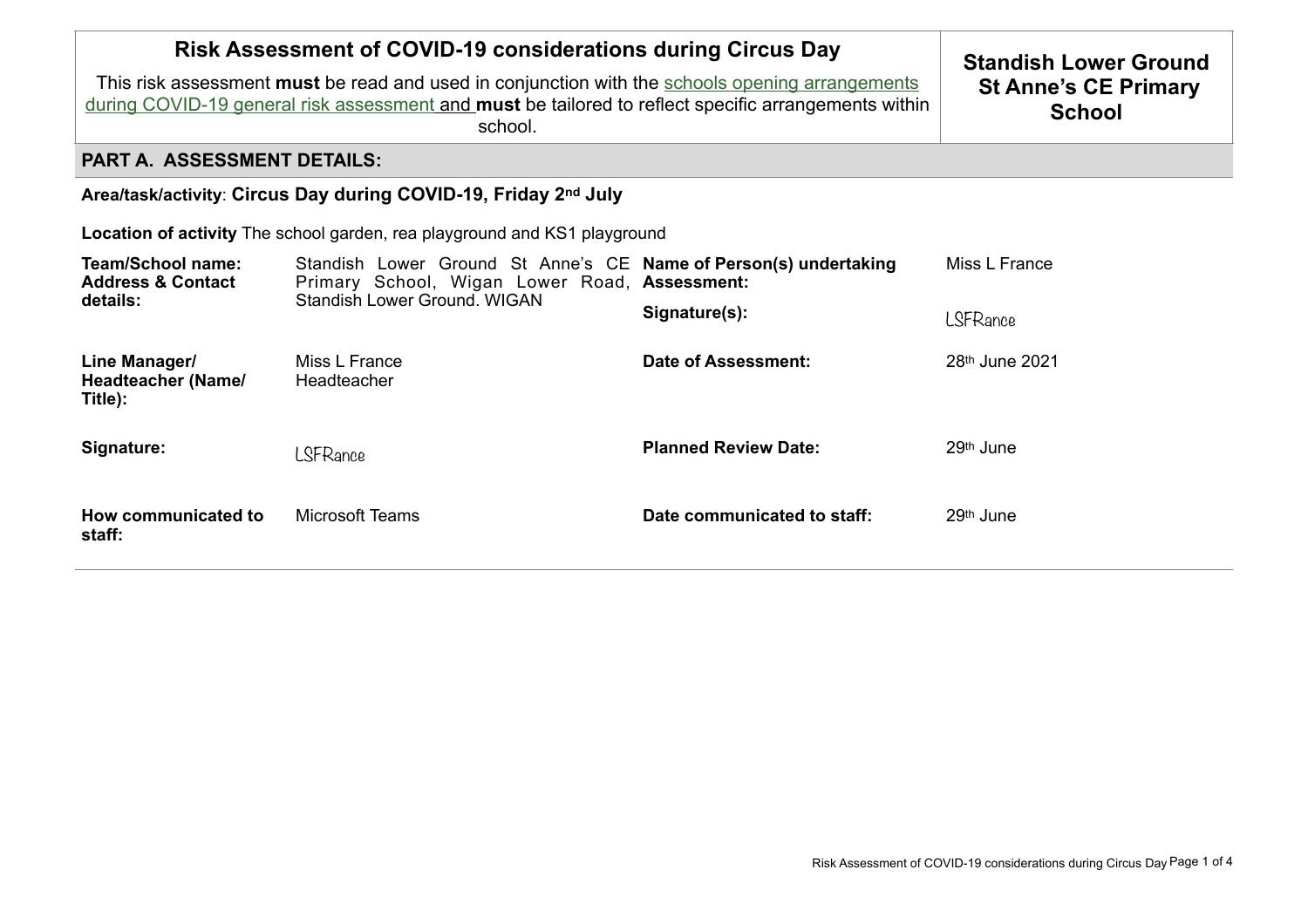| Risk Assessment of COVID-19 considerations during Circus Day<br>This risk assessment **must** be read and used in conjunction with the schools opening arrangements during COVID-19 general risk assessment and **must** be tailored to reflect specific arrangements within school. | **Standish Lower Ground St Anne's CE Primary School** |
|---|---|

## PART A. ASSESSMENT DETAILS:

**Area/task/activity**: **Circus Day during COVID-19, Friday 2nd July**

**Location of activity** The school garden, rea playground and KS1 playground

| | | | |
|---|---|---|---|
| **Team/School name: Address & Contact details:** | Standish Lower Ground St Anne's CE Primary School, Wigan Lower Road, Standish Lower Ground. WIGAN | **Name of Person(s) undertaking Assessment:** | Miss L France |
| | | **Signature(s):** | LSFRance |
| **Line Manager/ Headteacher (Name/ Title):** | Miss L France<br>Headteacher | **Date of Assessment:** | 28th June 2021 |
| **Signature:** | LSFRance | **Planned Review Date:** | 29th June |
| **How communicated to staff:** | Microsoft Teams | **Date communicated to staff:** | 29th June |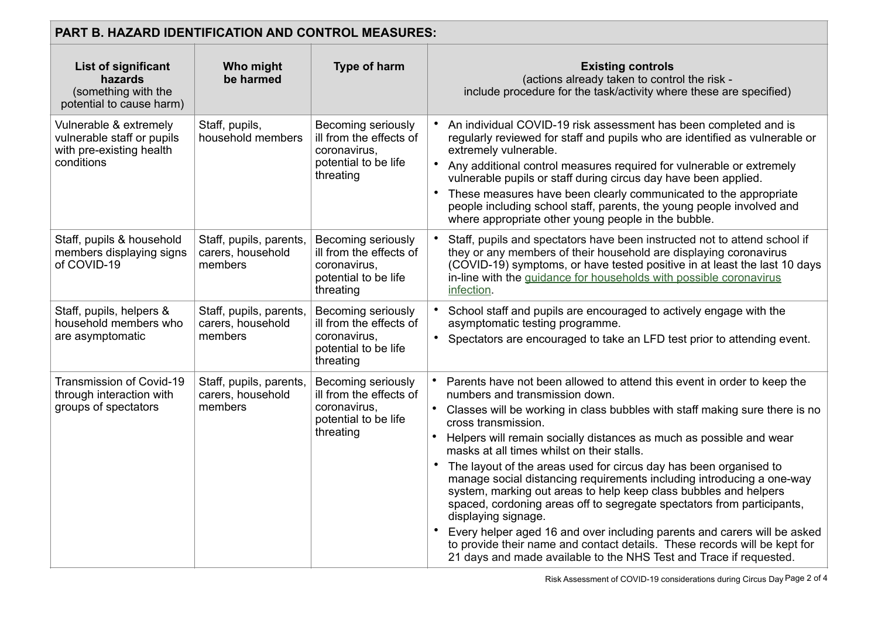## PART B. HAZARD IDENTIFICATION AND CONTROL MEASURES:

| List of significant hazards (something with the potential to cause harm) | Who might be harmed | Type of harm | Existing controls (actions already taken to control the risk - include procedure for the task/activity where these are specified) |
|---|---|---|---|
| Vulnerable & extremely vulnerable staff or pupils with pre-existing health conditions | Staff, pupils, household members | Becoming seriously ill from the effects of coronavirus, potential to be life threating | • An individual COVID-19 risk assessment has been completed and is regularly reviewed for staff and pupils who are identified as vulnerable or extremely vulnerable.<br>• Any additional control measures required for vulnerable or extremely vulnerable pupils or staff during circus day have been applied.<br>• These measures have been clearly communicated to the appropriate people including school staff, parents, the young people involved and where appropriate other young people in the bubble. |
| Staff, pupils & household members displaying signs of COVID-19 | Staff, pupils, parents, carers, household members | Becoming seriously ill from the effects of coronavirus, potential to be life threating | • Staff, pupils and spectators have been instructed not to attend school if they or any members of their household are displaying coronavirus (COVID-19) symptoms, or have tested positive in at least the last 10 days in-line with the guidance for households with possible coronavirus infection. |
| Staff, pupils, helpers & household members who are asymptomatic | Staff, pupils, parents, carers, household members | Becoming seriously ill from the effects of coronavirus, potential to be life threating | • School staff and pupils are encouraged to actively engage with the asymptomatic testing programme.<br>• Spectators are encouraged to take an LFD test prior to attending event. |
| Transmission of Covid-19 through interaction with groups of spectators | Staff, pupils, parents, carers, household members | Becoming seriously ill from the effects of coronavirus, potential to be life threating | • Parents have not been allowed to attend this event in order to keep the numbers and transmission down.<br>• Classes will be working in class bubbles with staff making sure there is no cross transmission.<br>• Helpers will remain socially distances as much as possible and wear masks at all times whilst on their stalls.<br>• The layout of the areas used for circus day has been organised to manage social distancing requirements including introducing a one-way system, marking out areas to help keep class bubbles and helpers spaced, cordoning areas off to segregate spectators from participants, displaying signage.<br>• Every helper aged 16 and over including parents and carers will be asked to provide their name and contact details. These records will be kept for 21 days and made available to the NHS Test and Trace if requested. |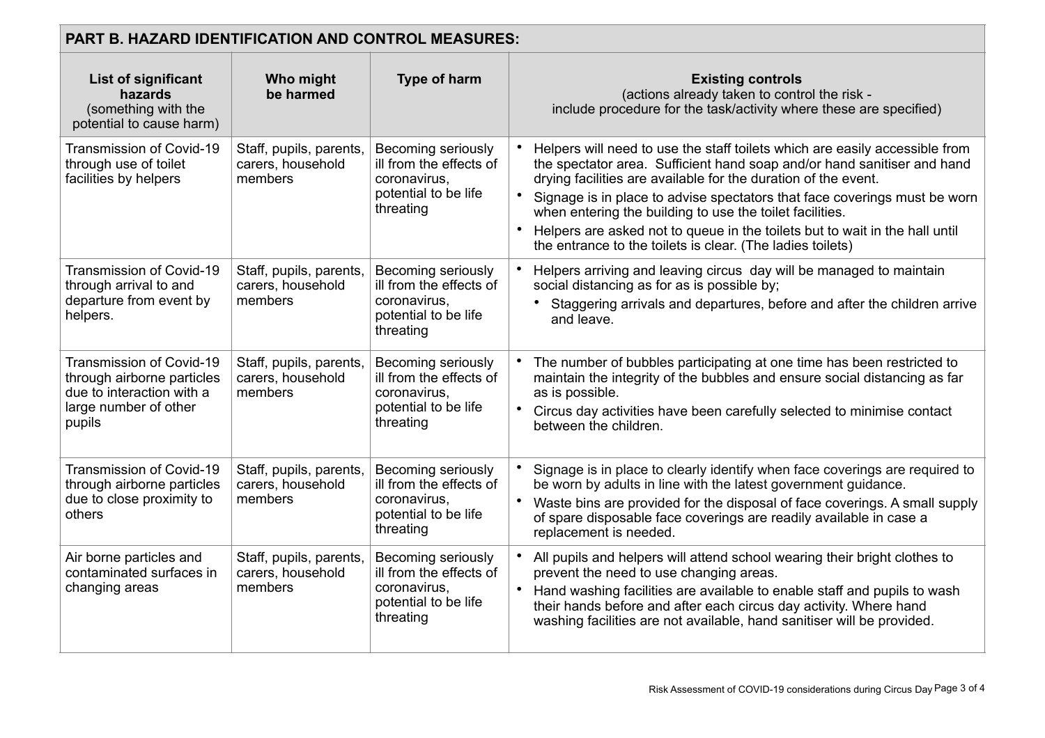| PART B. HAZARD IDENTIFICATION AND CONTROL MEASURES: | | | |
|---|---|---|---|
| **List of significant hazards** (something with the potential to cause harm) | **Who might be harmed** | **Type of harm** | **Existing controls** (actions already taken to control the risk - include procedure for the task/activity where these are specified) |
| Transmission of Covid-19 through use of toilet facilities by helpers | Staff, pupils, parents, carers, household members | Becoming seriously ill from the effects of coronavirus, potential to be life threating | • Helpers will need to use the staff toilets which are easily accessible from the spectator area. Sufficient hand soap and/or hand sanitiser and hand drying facilities are available for the duration of the event.<br>• Signage is in place to advise spectators that face coverings must be worn when entering the building to use the toilet facilities.<br>• Helpers are asked not to queue in the toilets but to wait in the hall until the entrance to the toilets is clear. (The ladies toilets) |
| Transmission of Covid-19 through arrival to and departure from event by helpers. | Staff, pupils, parents, carers, household members | Becoming seriously ill from the effects of coronavirus, potential to be life threating | • Helpers arriving and leaving circus day will be managed to maintain social distancing as for as is possible by;<br>&nbsp;&nbsp;• Staggering arrivals and departures, before and after the children arrive and leave. |
| Transmission of Covid-19 through airborne particles due to interaction with a large number of other pupils | Staff, pupils, parents, carers, household members | Becoming seriously ill from the effects of coronavirus, potential to be life threating | • The number of bubbles participating at one time has been restricted to maintain the integrity of the bubbles and ensure social distancing as far as is possible.<br>• Circus day activities have been carefully selected to minimise contact between the children. |
| Transmission of Covid-19 through airborne particles due to close proximity to others | Staff, pupils, parents, carers, household members | Becoming seriously ill from the effects of coronavirus, potential to be life threating | • Signage is in place to clearly identify when face coverings are required to be worn by adults in line with the latest government guidance.<br>• Waste bins are provided for the disposal of face coverings. A small supply of spare disposable face coverings are readily available in case a replacement is needed. |
| Air borne particles and contaminated surfaces in changing areas | Staff, pupils, parents, carers, household members | Becoming seriously ill from the effects of coronavirus, potential to be life threating | • All pupils and helpers will attend school wearing their bright clothes to prevent the need to use changing areas.<br>• Hand washing facilities are available to enable staff and pupils to wash their hands before and after each circus day activity. Where hand washing facilities are not available, hand sanitiser will be provided. |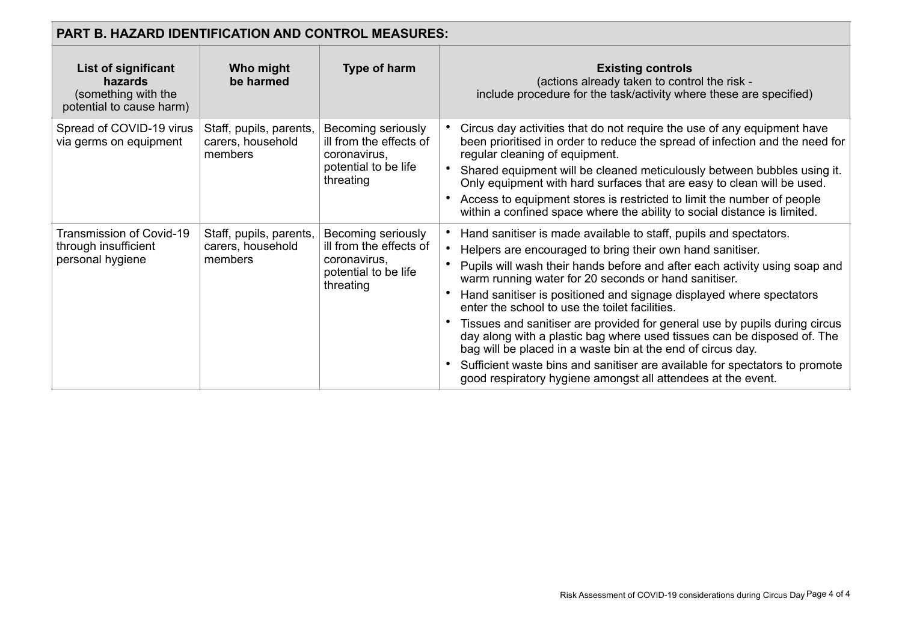## PART B. HAZARD IDENTIFICATION AND CONTROL MEASURES:

| **List of significant hazards** (something with the potential to cause harm) | **Who might be harmed** | **Type of harm** | **Existing controls** (actions already taken to control the risk - include procedure for the task/activity where these are specified) |
|---|---|---|---|
| Spread of COVID-19 virus via germs on equipment | Staff, pupils, parents, carers, household members | Becoming seriously ill from the effects of coronavirus, potential to be life threating | • Circus day activities that do not require the use of any equipment have been prioritised in order to reduce the spread of infection and the need for regular cleaning of equipment.<br>• Shared equipment will be cleaned meticulously between bubbles using it. Only equipment with hard surfaces that are easy to clean will be used.<br>• Access to equipment stores is restricted to limit the number of people within a confined space where the ability to social distance is limited. |
| Transmission of Covid-19 through insufficient personal hygiene | Staff, pupils, parents, carers, household members | Becoming seriously ill from the effects of coronavirus, potential to be life threating | • Hand sanitiser is made available to staff, pupils and spectators.<br>• Helpers are encouraged to bring their own hand sanitiser.<br>• Pupils will wash their hands before and after each activity using soap and warm running water for 20 seconds or hand sanitiser.<br>• Hand sanitiser is positioned and signage displayed where spectators enter the school to use the toilet facilities.<br>• Tissues and sanitiser are provided for general use by pupils during circus day along with a plastic bag where used tissues can be disposed of. The bag will be placed in a waste bin at the end of circus day.<br>• Sufficient waste bins and sanitiser are available for spectators to promote good respiratory hygiene amongst all attendees at the event. |